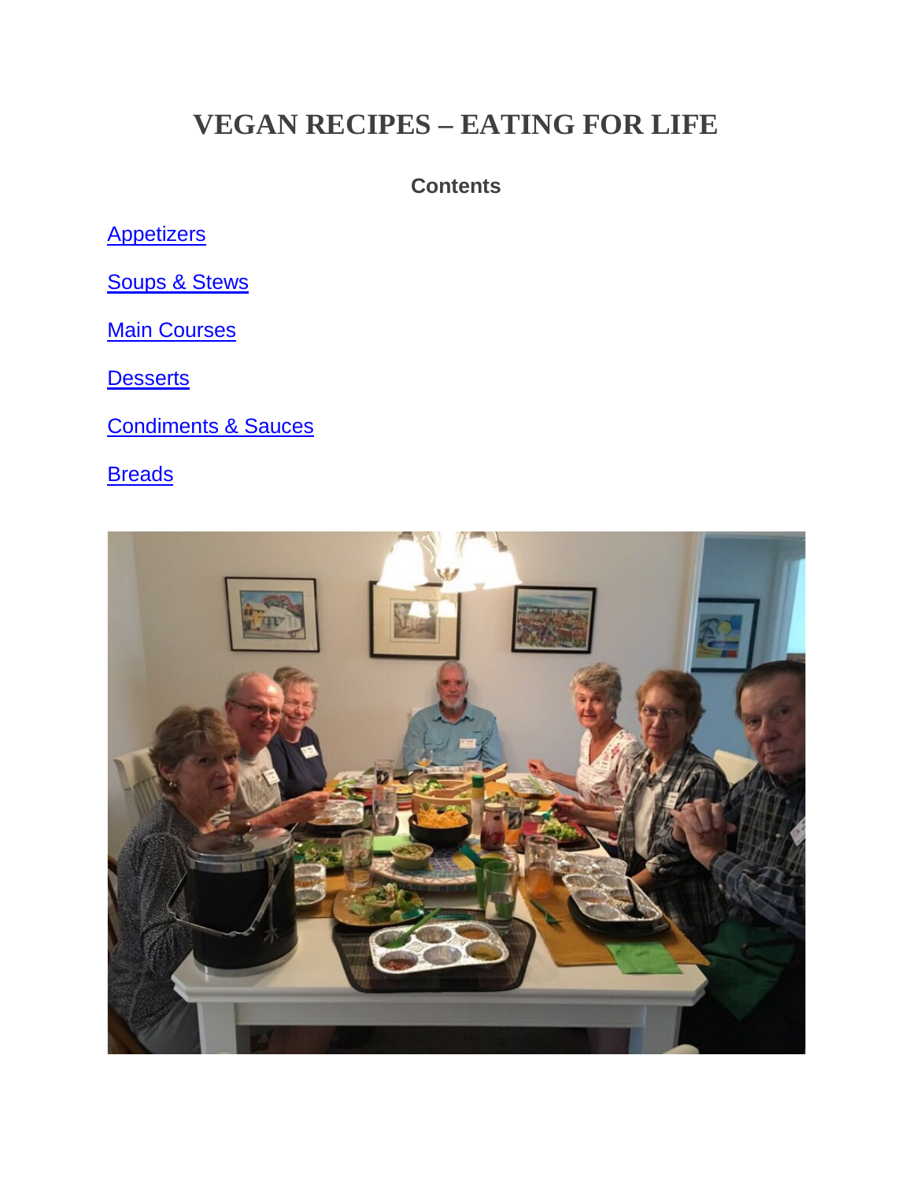# VEGAN RECIPES – EATING FOR LIFE

**Contents**

Appetizers

Soups & Stews

Main Courses

Desserts

Condiments & Sauces

Breads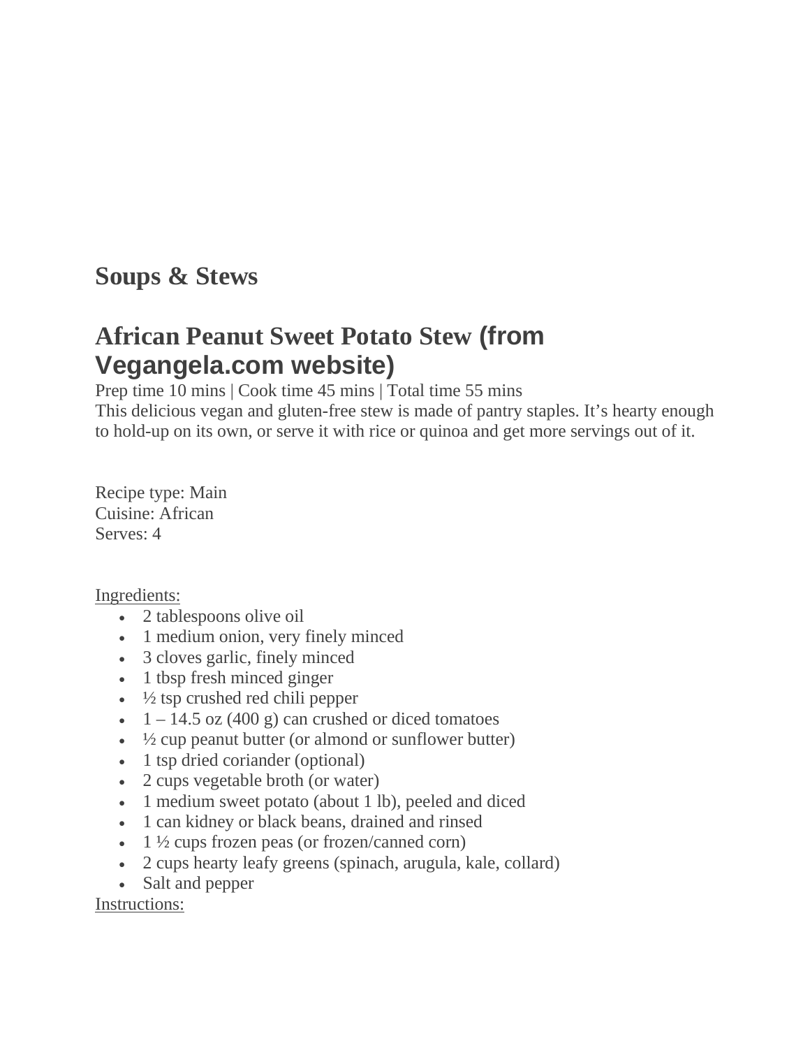# Soups & Stews

## African Peanut Sweet Potato Stew (from Vegangela.com website)

Prep time 10 mins | Cook time 45 mins | Total time 55 mins

This delicious vegan and gluten-free stew is made of pantry staples. It's hearty enough to hold-up on its own, or serve it with rice or quinoa and get more servings out of it.

Recipe type: Main
Cuisine: African
Serves: 4

Ingredients:

- 2 tablespoons olive oil
- 1 medium onion, very finely minced
- 3 cloves garlic, finely minced
- 1 tbsp fresh minced ginger
- ½ tsp crushed red chili pepper
- 1 – 14.5 oz (400 g) can crushed or diced tomatoes
- ½ cup peanut butter (or almond or sunflower butter)
- 1 tsp dried coriander (optional)
- 2 cups vegetable broth (or water)
- 1 medium sweet potato (about 1 lb), peeled and diced
- 1 can kidney or black beans, drained and rinsed
- 1 ½ cups frozen peas (or frozen/canned corn)
- 2 cups hearty leafy greens (spinach, arugula, kale, collard)
- Salt and pepper

Instructions: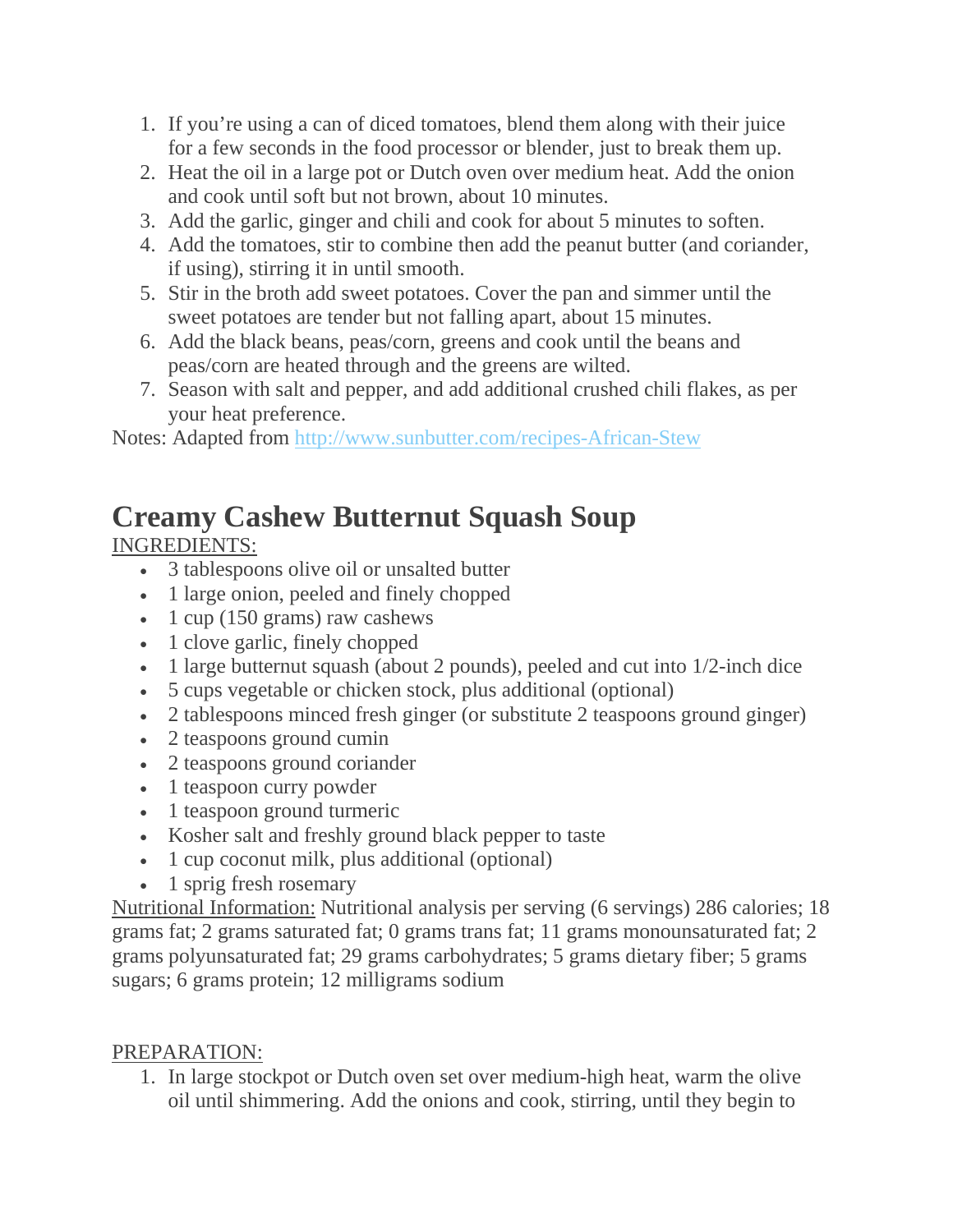1. If you're using a can of diced tomatoes, blend them along with their juice for a few seconds in the food processor or blender, just to break them up.
2. Heat the oil in a large pot or Dutch oven over medium heat. Add the onion and cook until soft but not brown, about 10 minutes.
3. Add the garlic, ginger and chili and cook for about 5 minutes to soften.
4. Add the tomatoes, stir to combine then add the peanut butter (and coriander, if using), stirring it in until smooth.
5. Stir in the broth add sweet potatoes. Cover the pan and simmer until the sweet potatoes are tender but not falling apart, about 15 minutes.
6. Add the black beans, peas/corn, greens and cook until the beans and peas/corn are heated through and the greens are wilted.
7. Season with salt and pepper, and add additional crushed chili flakes, as per your heat preference.

Notes: Adapted from [http://www.sunbutter.com/recipes-African-Stew](http://www.sunbutter.com/recipes-African-Stew)

# Creamy Cashew Butternut Squash Soup

INGREDIENTS:

- 3 tablespoons olive oil or unsalted butter
- 1 large onion, peeled and finely chopped
- 1 cup (150 grams) raw cashews
- 1 clove garlic, finely chopped
- 1 large butternut squash (about 2 pounds), peeled and cut into 1/2-inch dice
- 5 cups vegetable or chicken stock, plus additional (optional)
- 2 tablespoons minced fresh ginger (or substitute 2 teaspoons ground ginger)
- 2 teaspoons ground cumin
- 2 teaspoons ground coriander
- 1 teaspoon curry powder
- 1 teaspoon ground turmeric
- Kosher salt and freshly ground black pepper to taste
- 1 cup coconut milk, plus additional (optional)
- 1 sprig fresh rosemary

Nutritional Information: Nutritional analysis per serving (6 servings) 286 calories; 18 grams fat; 2 grams saturated fat; 0 grams trans fat; 11 grams monounsaturated fat; 2 grams polyunsaturated fat; 29 grams carbohydrates; 5 grams dietary fiber; 5 grams sugars; 6 grams protein; 12 milligrams sodium

PREPARATION:

1. In large stockpot or Dutch oven set over medium-high heat, warm the olive oil until shimmering. Add the onions and cook, stirring, until they begin to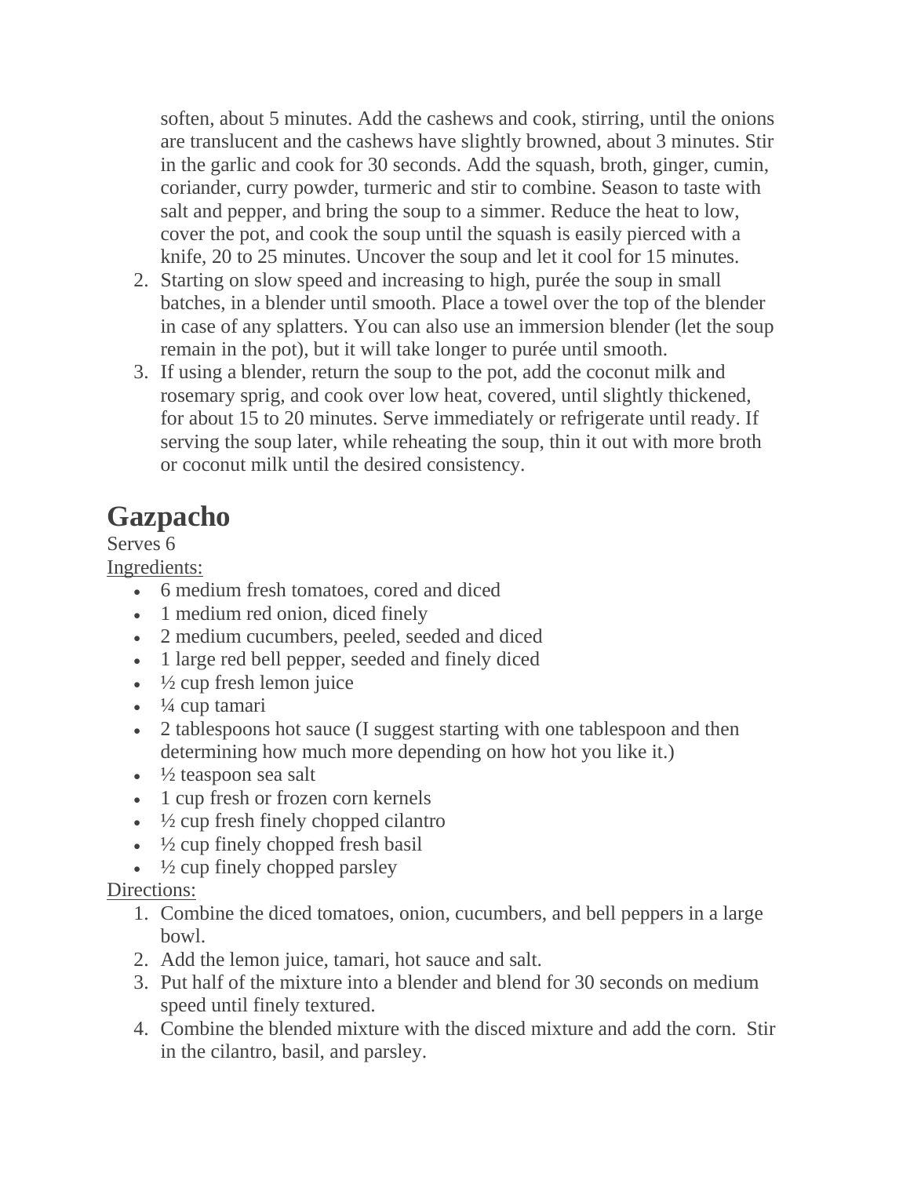soften, about 5 minutes. Add the cashews and cook, stirring, until the onions are translucent and the cashews have slightly browned, about 3 minutes. Stir in the garlic and cook for 30 seconds. Add the squash, broth, ginger, cumin, coriander, curry powder, turmeric and stir to combine. Season to taste with salt and pepper, and bring the soup to a simmer. Reduce the heat to low, cover the pot, and cook the soup until the squash is easily pierced with a knife, 20 to 25 minutes. Uncover the soup and let it cool for 15 minutes.

2. Starting on slow speed and increasing to high, purée the soup in small batches, in a blender until smooth. Place a towel over the top of the blender in case of any splatters. You can also use an immersion blender (let the soup remain in the pot), but it will take longer to purée until smooth.
3. If using a blender, return the soup to the pot, add the coconut milk and rosemary sprig, and cook over low heat, covered, until slightly thickened, for about 15 to 20 minutes. Serve immediately or refrigerate until ready. If serving the soup later, while reheating the soup, thin it out with more broth or coconut milk until the desired consistency.

# Gazpacho

Serves 6

Ingredients:

- 6 medium fresh tomatoes, cored and diced
- 1 medium red onion, diced finely
- 2 medium cucumbers, peeled, seeded and diced
- 1 large red bell pepper, seeded and finely diced
- ½ cup fresh lemon juice
- ¼ cup tamari
- 2 tablespoons hot sauce (I suggest starting with one tablespoon and then determining how much more depending on how hot you like it.)
- ½ teaspoon sea salt
- 1 cup fresh or frozen corn kernels
- ½ cup fresh finely chopped cilantro
- ½ cup finely chopped fresh basil
- ½ cup finely chopped parsley

Directions:

1. Combine the diced tomatoes, onion, cucumbers, and bell peppers in a large bowl.
2. Add the lemon juice, tamari, hot sauce and salt.
3. Put half of the mixture into a blender and blend for 30 seconds on medium speed until finely textured.
4. Combine the blended mixture with the disced mixture and add the corn. Stir in the cilantro, basil, and parsley.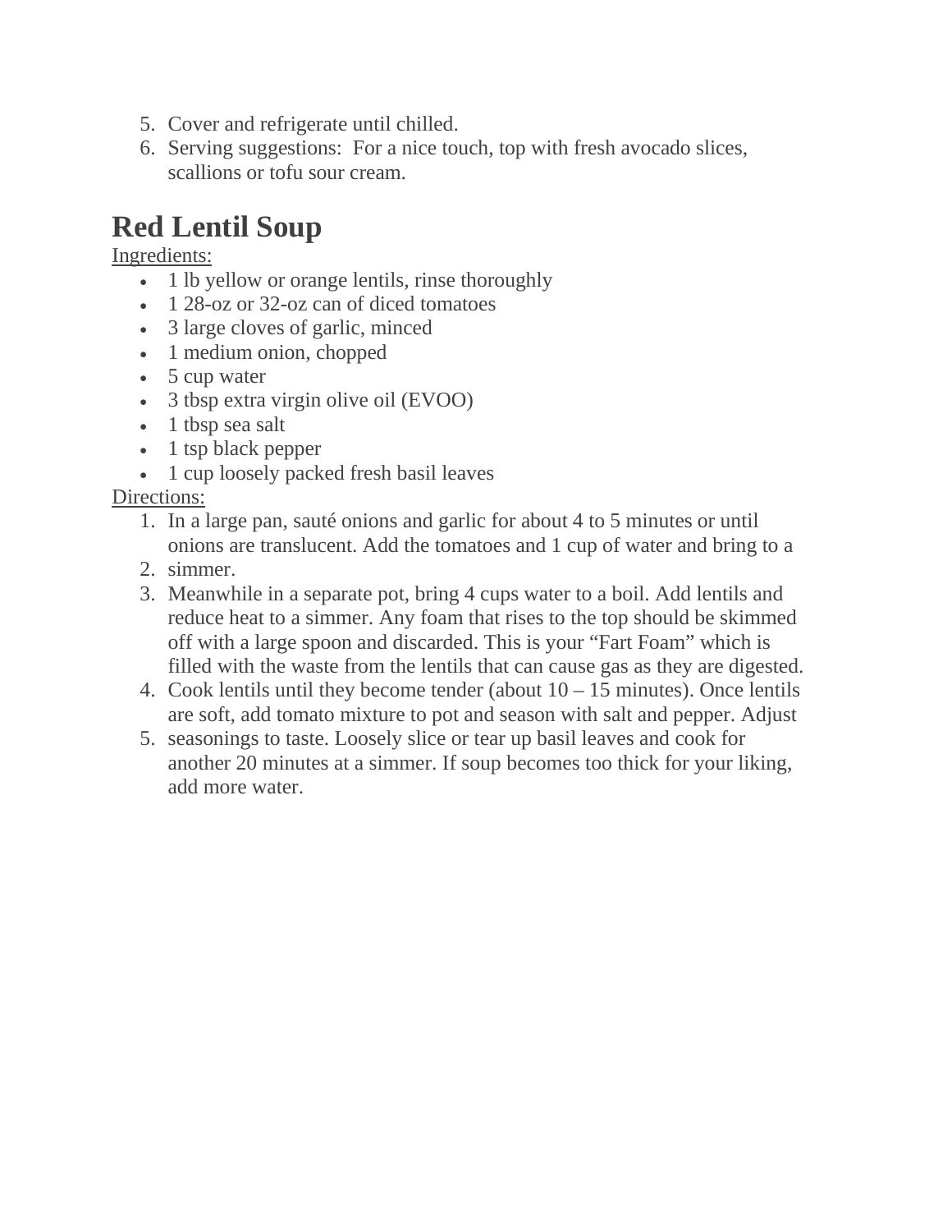5. Cover and refrigerate until chilled.
6. Serving suggestions:  For a nice touch, top with fresh avocado slices, scallions or tofu sour cream.

# Red Lentil Soup

Ingredients:

- 1 lb yellow or orange lentils, rinse thoroughly
- 1 28-oz or 32-oz can of diced tomatoes
- 3 large cloves of garlic, minced
- 1 medium onion, chopped
- 5 cup water
- 3 tbsp extra virgin olive oil (EVOO)
- 1 tbsp sea salt
- 1 tsp black pepper
- 1 cup loosely packed fresh basil leaves

Directions:

1. In a large pan, sauté onions and garlic for about 4 to 5 minutes or until onions are translucent. Add the tomatoes and 1 cup of water and bring to a
2. simmer.
3. Meanwhile in a separate pot, bring 4 cups water to a boil. Add lentils and reduce heat to a simmer. Any foam that rises to the top should be skimmed off with a large spoon and discarded. This is your "Fart Foam" which is filled with the waste from the lentils that can cause gas as they are digested.
4. Cook lentils until they become tender (about 10 – 15 minutes). Once lentils are soft, add tomato mixture to pot and season with salt and pepper. Adjust
5. seasonings to taste. Loosely slice or tear up basil leaves and cook for another 20 minutes at a simmer. If soup becomes too thick for your liking, add more water.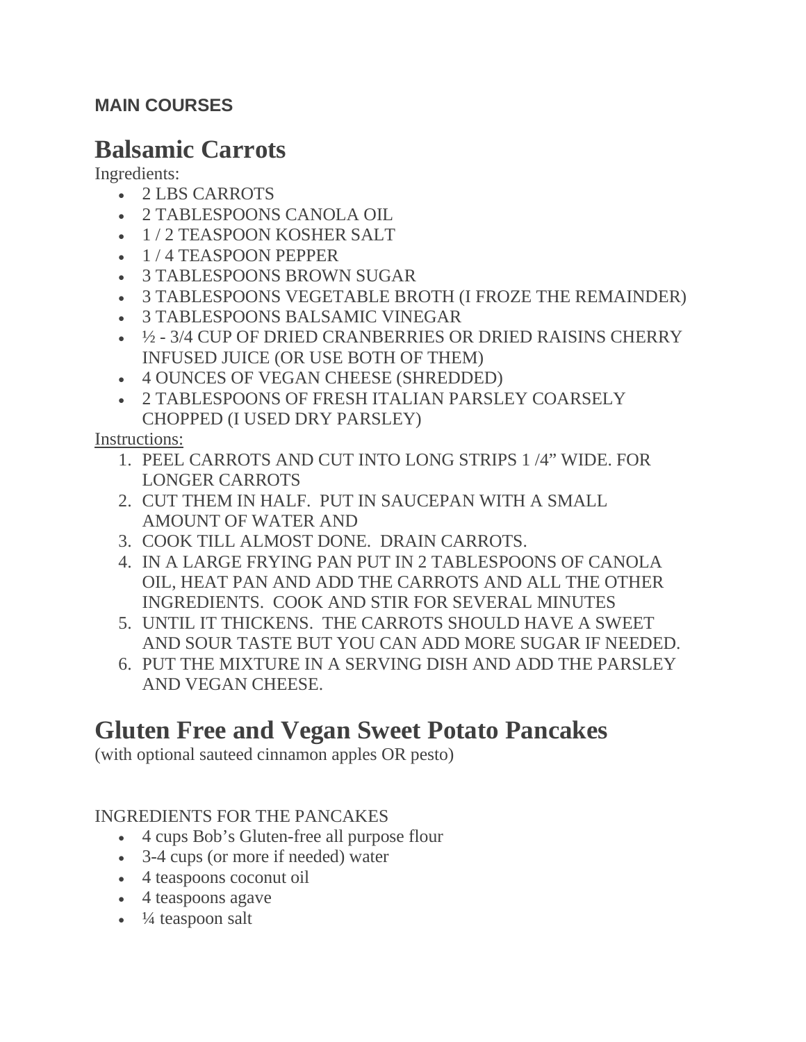**MAIN COURSES**

# Balsamic Carrots

Ingredients:

- 2 LBS CARROTS
- 2 TABLESPOONS CANOLA OIL
- 1 / 2 TEASPOON KOSHER SALT
- 1 / 4 TEASPOON PEPPER
- 3 TABLESPOONS BROWN SUGAR
- 3 TABLESPOONS VEGETABLE BROTH (I FROZE THE REMAINDER)
- 3 TABLESPOONS BALSAMIC VINEGAR
- ½ - 3/4 CUP OF DRIED CRANBERRIES OR DRIED RAISINS CHERRY INFUSED JUICE (OR USE BOTH OF THEM)
- 4 OUNCES OF VEGAN CHEESE (SHREDDED)
- 2 TABLESPOONS OF FRESH ITALIAN PARSLEY COARSELY CHOPPED (I USED DRY PARSLEY)

Instructions:

1. PEEL CARROTS AND CUT INTO LONG STRIPS 1 /4" WIDE. FOR LONGER CARROTS
2. CUT THEM IN HALF. PUT IN SAUCEPAN WITH A SMALL AMOUNT OF WATER AND
3. COOK TILL ALMOST DONE. DRAIN CARROTS.
4. IN A LARGE FRYING PAN PUT IN 2 TABLESPOONS OF CANOLA OIL, HEAT PAN AND ADD THE CARROTS AND ALL THE OTHER INGREDIENTS. COOK AND STIR FOR SEVERAL MINUTES
5. UNTIL IT THICKENS. THE CARROTS SHOULD HAVE A SWEET AND SOUR TASTE BUT YOU CAN ADD MORE SUGAR IF NEEDED.
6. PUT THE MIXTURE IN A SERVING DISH AND ADD THE PARSLEY AND VEGAN CHEESE.

# Gluten Free and Vegan Sweet Potato Pancakes

(with optional sauteed cinnamon apples OR pesto)

INGREDIENTS FOR THE PANCAKES

- 4 cups Bob's Gluten-free all purpose flour
- 3-4 cups (or more if needed) water
- 4 teaspoons coconut oil
- 4 teaspoons agave
- ¼ teaspoon salt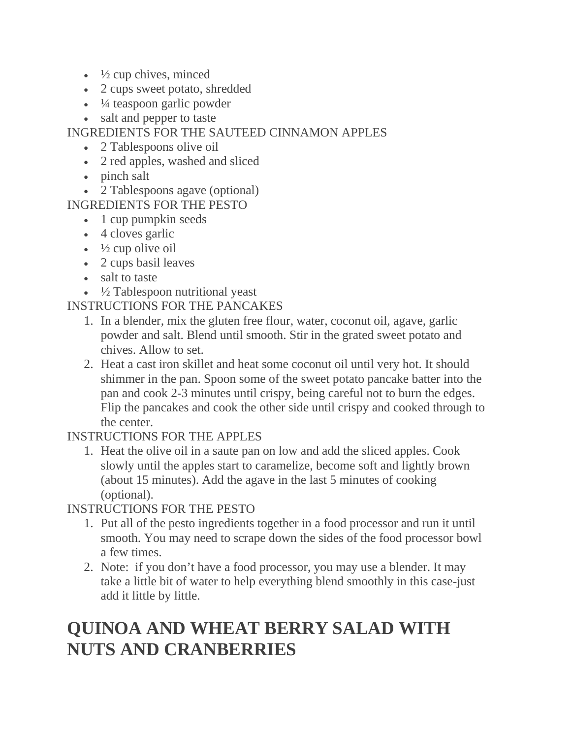- ½ cup chives, minced
- 2 cups sweet potato, shredded
- ¼ teaspoon garlic powder
- salt and pepper to taste

INGREDIENTS FOR THE SAUTEED CINNAMON APPLES

- 2 Tablespoons olive oil
- 2 red apples, washed and sliced
- pinch salt
- 2 Tablespoons agave (optional)

INGREDIENTS FOR THE PESTO

- 1 cup pumpkin seeds
- 4 cloves garlic
- ½ cup olive oil
- 2 cups basil leaves
- salt to taste
- ½ Tablespoon nutritional yeast

INSTRUCTIONS FOR THE PANCAKES

1. In a blender, mix the gluten free flour, water, coconut oil, agave, garlic powder and salt. Blend until smooth. Stir in the grated sweet potato and chives. Allow to set.
2. Heat a cast iron skillet and heat some coconut oil until very hot. It should shimmer in the pan. Spoon some of the sweet potato pancake batter into the pan and cook 2-3 minutes until crispy, being careful not to burn the edges. Flip the pancakes and cook the other side until crispy and cooked through to the center.

INSTRUCTIONS FOR THE APPLES

1. Heat the olive oil in a saute pan on low and add the sliced apples. Cook slowly until the apples start to caramelize, become soft and lightly brown (about 15 minutes). Add the agave in the last 5 minutes of cooking (optional).

INSTRUCTIONS FOR THE PESTO

1. Put all of the pesto ingredients together in a food processor and run it until smooth. You may need to scrape down the sides of the food processor bowl a few times.
2. Note: if you don't have a food processor, you may use a blender. It may take a little bit of water to help everything blend smoothly in this case-just add it little by little.

# QUINOA AND WHEAT BERRY SALAD WITH NUTS AND CRANBERRIES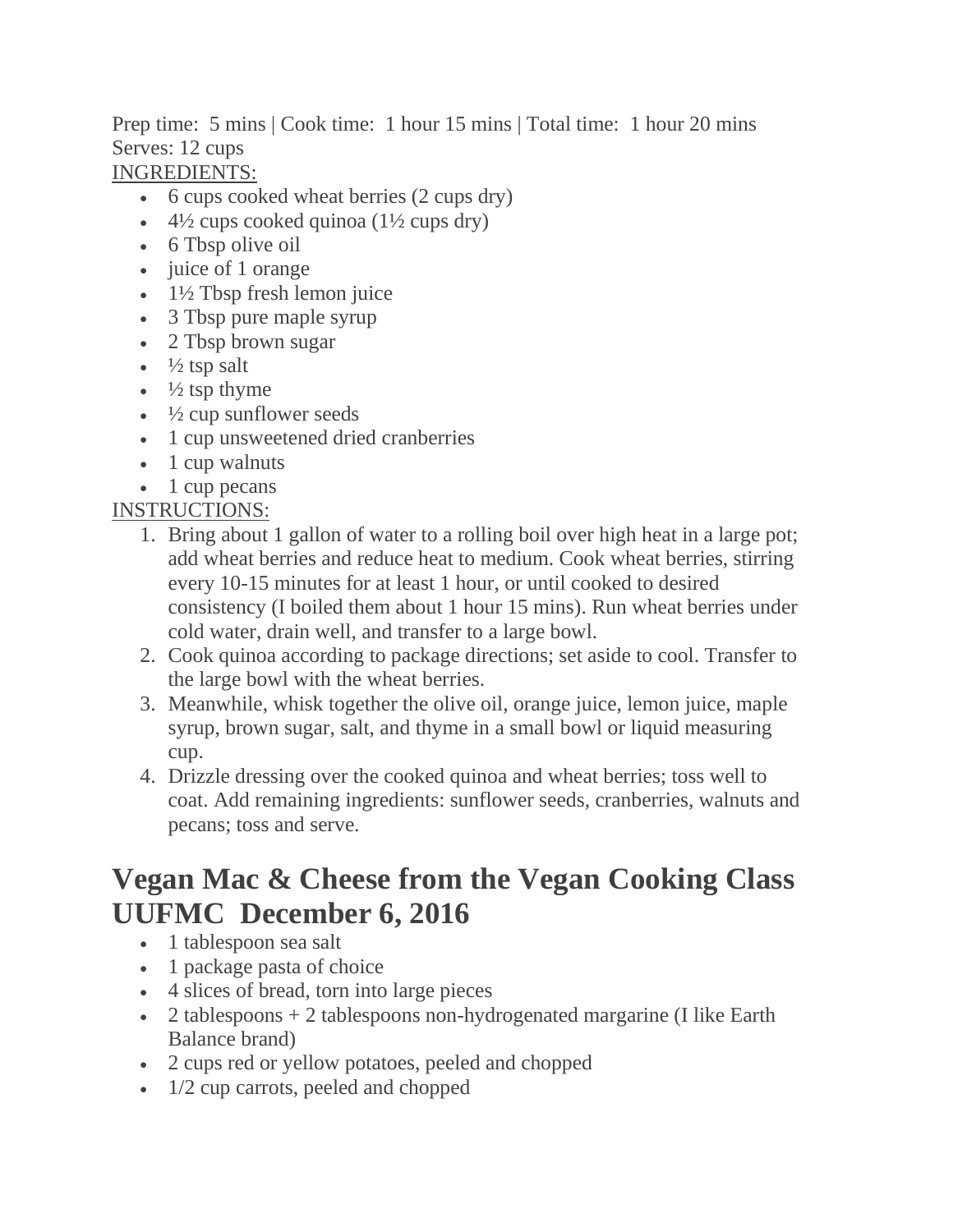Prep time: 5 mins | Cook time: 1 hour 15 mins | Total time: 1 hour 20 mins
Serves: 12 cups

INGREDIENTS:

- 6 cups cooked wheat berries (2 cups dry)
- 4½ cups cooked quinoa (1½ cups dry)
- 6 Tbsp olive oil
- juice of 1 orange
- 1½ Tbsp fresh lemon juice
- 3 Tbsp pure maple syrup
- 2 Tbsp brown sugar
- ½ tsp salt
- ½ tsp thyme
- ½ cup sunflower seeds
- 1 cup unsweetened dried cranberries
- 1 cup walnuts
- 1 cup pecans

INSTRUCTIONS:

1. Bring about 1 gallon of water to a rolling boil over high heat in a large pot; add wheat berries and reduce heat to medium. Cook wheat berries, stirring every 10-15 minutes for at least 1 hour, or until cooked to desired consistency (I boiled them about 1 hour 15 mins). Run wheat berries under cold water, drain well, and transfer to a large bowl.
2. Cook quinoa according to package directions; set aside to cool. Transfer to the large bowl with the wheat berries.
3. Meanwhile, whisk together the olive oil, orange juice, lemon juice, maple syrup, brown sugar, salt, and thyme in a small bowl or liquid measuring cup.
4. Drizzle dressing over the cooked quinoa and wheat berries; toss well to coat. Add remaining ingredients: sunflower seeds, cranberries, walnuts and pecans; toss and serve.

# Vegan Mac & Cheese from the Vegan Cooking Class UUFMC December 6, 2016

- 1 tablespoon sea salt
- 1 package pasta of choice
- 4 slices of bread, torn into large pieces
- 2 tablespoons + 2 tablespoons non-hydrogenated margarine (I like Earth Balance brand)
- 2 cups red or yellow potatoes, peeled and chopped
- 1/2 cup carrots, peeled and chopped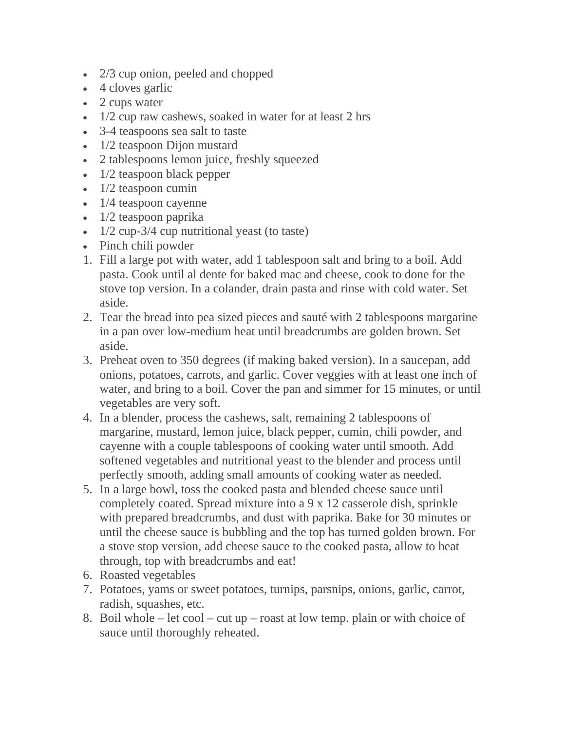- 2/3 cup onion, peeled and chopped
- 4 cloves garlic
- 2 cups water
- 1/2 cup raw cashews, soaked in water for at least 2 hrs
- 3-4 teaspoons sea salt to taste
- 1/2 teaspoon Dijon mustard
- 2 tablespoons lemon juice, freshly squeezed
- 1/2 teaspoon black pepper
- 1/2 teaspoon cumin
- 1/4 teaspoon cayenne
- 1/2 teaspoon paprika
- 1/2 cup-3/4 cup nutritional yeast (to taste)
- Pinch chili powder

1. Fill a large pot with water, add 1 tablespoon salt and bring to a boil. Add pasta. Cook until al dente for baked mac and cheese, cook to done for the stove top version. In a colander, drain pasta and rinse with cold water. Set aside.
2. Tear the bread into pea sized pieces and sauté with 2 tablespoons margarine in a pan over low-medium heat until breadcrumbs are golden brown. Set aside.
3. Preheat oven to 350 degrees (if making baked version). In a saucepan, add onions, potatoes, carrots, and garlic. Cover veggies with at least one inch of water, and bring to a boil. Cover the pan and simmer for 15 minutes, or until vegetables are very soft.
4. In a blender, process the cashews, salt, remaining 2 tablespoons of margarine, mustard, lemon juice, black pepper, cumin, chili powder, and cayenne with a couple tablespoons of cooking water until smooth. Add softened vegetables and nutritional yeast to the blender and process until perfectly smooth, adding small amounts of cooking water as needed.
5. In a large bowl, toss the cooked pasta and blended cheese sauce until completely coated. Spread mixture into a 9 x 12 casserole dish, sprinkle with prepared breadcrumbs, and dust with paprika. Bake for 30 minutes or until the cheese sauce is bubbling and the top has turned golden brown. For a stove stop version, add cheese sauce to the cooked pasta, allow to heat through, top with breadcrumbs and eat!
6. Roasted vegetables
7. Potatoes, yams or sweet potatoes, turnips, parsnips, onions, garlic, carrot, radish, squashes, etc.
8. Boil whole – let cool – cut up – roast at low temp. plain or with choice of sauce until thoroughly reheated.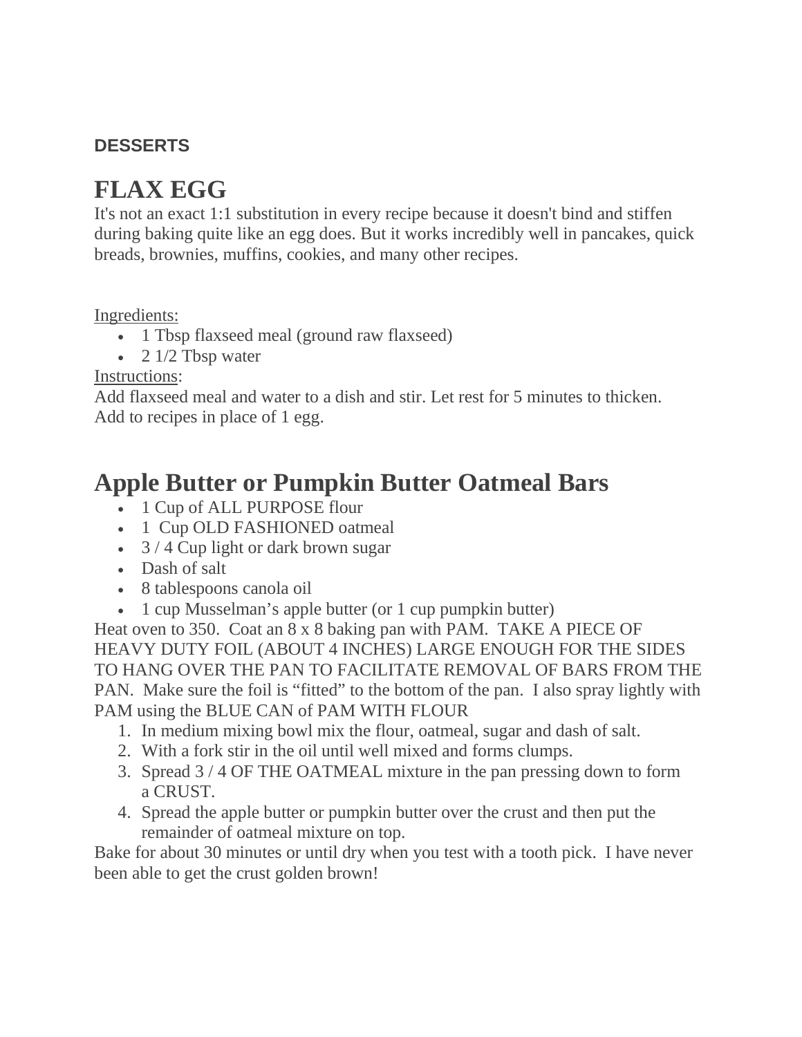**DESSERTS**

# FLAX EGG

It's not an exact 1:1 substitution in every recipe because it doesn't bind and stiffen during baking quite like an egg does. But it works incredibly well in pancakes, quick breads, brownies, muffins, cookies, and many other recipes.

<u>Ingredients:</u>

- 1 Tbsp flaxseed meal (ground raw flaxseed)
- 2 1/2 Tbsp water

<u>Instructions</u>:

Add flaxseed meal and water to a dish and stir. Let rest for 5 minutes to thicken. Add to recipes in place of 1 egg.

# Apple Butter or Pumpkin Butter Oatmeal Bars

- 1 Cup of ALL PURPOSE flour
- 1 Cup OLD FASHIONED oatmeal
- 3 / 4 Cup light or dark brown sugar
- Dash of salt
- 8 tablespoons canola oil
- 1 cup Musselman's apple butter (or 1 cup pumpkin butter)

Heat oven to 350. Coat an 8 x 8 baking pan with PAM. TAKE A PIECE OF HEAVY DUTY FOIL (ABOUT 4 INCHES) LARGE ENOUGH FOR THE SIDES TO HANG OVER THE PAN TO FACILITATE REMOVAL OF BARS FROM THE PAN. Make sure the foil is "fitted" to the bottom of the pan. I also spray lightly with PAM using the BLUE CAN of PAM WITH FLOUR

1. In medium mixing bowl mix the flour, oatmeal, sugar and dash of salt.
2. With a fork stir in the oil until well mixed and forms clumps.
3. Spread 3 / 4 OF THE OATMEAL mixture in the pan pressing down to form a CRUST.
4. Spread the apple butter or pumpkin butter over the crust and then put the remainder of oatmeal mixture on top.

Bake for about 30 minutes or until dry when you test with a tooth pick. I have never been able to get the crust golden brown!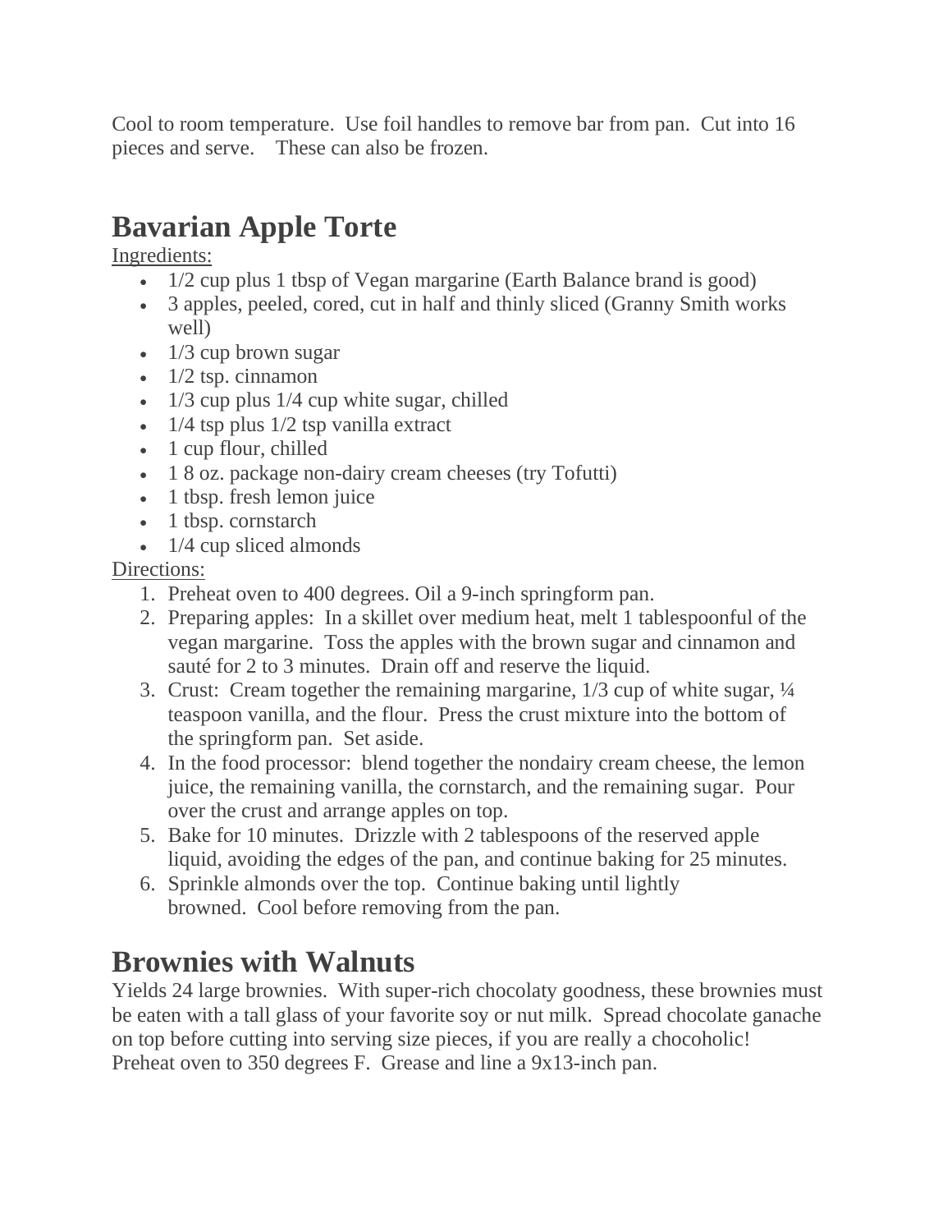Cool to room temperature.  Use foil handles to remove bar from pan.  Cut into 16 pieces and serve.    These can also be frozen.

# Bavarian Apple Torte

Ingredients:

- 1/2 cup plus 1 tbsp of Vegan margarine (Earth Balance brand is good)
- 3 apples, peeled, cored, cut in half and thinly sliced (Granny Smith works well)
- 1/3 cup brown sugar
- 1/2 tsp. cinnamon
- 1/3 cup plus 1/4 cup white sugar, chilled
- 1/4 tsp plus 1/2 tsp vanilla extract
- 1 cup flour, chilled
- 1 8 oz. package non-dairy cream cheeses (try Tofutti)
- 1 tbsp. fresh lemon juice
- 1 tbsp. cornstarch
- 1/4 cup sliced almonds

Directions:

1. Preheat oven to 400 degrees. Oil a 9-inch springform pan.
2. Preparing apples:  In a skillet over medium heat, melt 1 tablespoonful of the vegan margarine.  Toss the apples with the brown sugar and cinnamon and sauté for 2 to 3 minutes.  Drain off and reserve the liquid.
3. Crust:  Cream together the remaining margarine, 1/3 cup of white sugar, ¼ teaspoon vanilla, and the flour.  Press the crust mixture into the bottom of the springform pan.  Set aside.
4. In the food processor:  blend together the nondairy cream cheese, the lemon juice, the remaining vanilla, the cornstarch, and the remaining sugar.  Pour over the crust and arrange apples on top.
5. Bake for 10 minutes.  Drizzle with 2 tablespoons of the reserved apple liquid, avoiding the edges of the pan, and continue baking for 25 minutes.
6. Sprinkle almonds over the top.  Continue baking until lightly browned.  Cool before removing from the pan.

# Brownies with Walnuts

Yields 24 large brownies.  With super-rich chocolaty goodness, these brownies must be eaten with a tall glass of your favorite soy or nut milk.  Spread chocolate ganache on top before cutting into serving size pieces, if you are really a chocoholic!
Preheat oven to 350 degrees F.  Grease and line a 9x13-inch pan.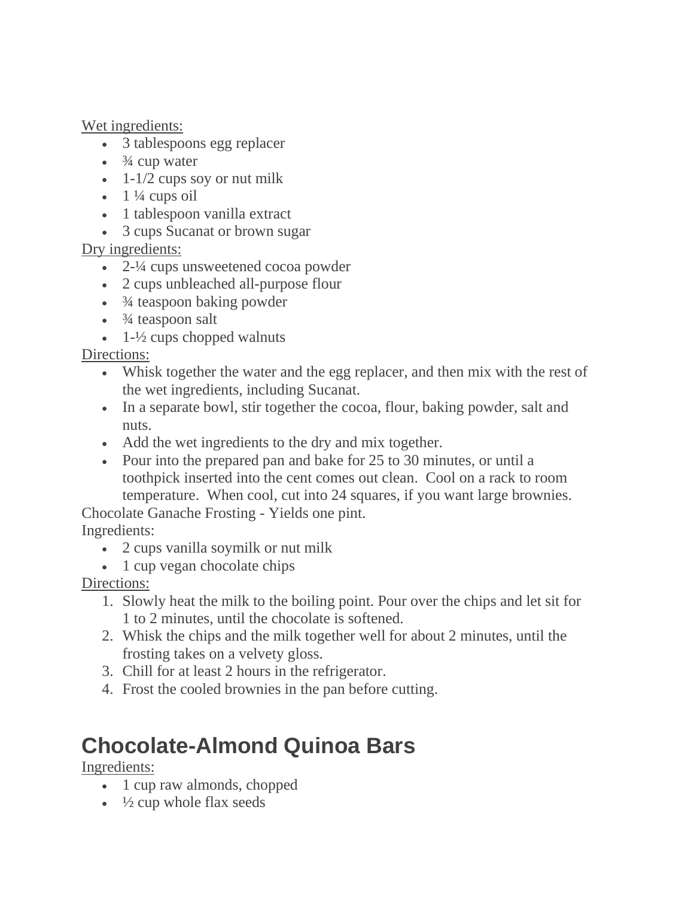Wet ingredients:

- 3 tablespoons egg replacer
- ¾ cup water
- 1-1/2 cups soy or nut milk
- 1 ¼ cups oil
- 1 tablespoon vanilla extract
- 3 cups Sucanat or brown sugar

Dry ingredients:

- 2-¼ cups unsweetened cocoa powder
- 2 cups unbleached all-purpose flour
- ¾ teaspoon baking powder
- ¾ teaspoon salt
- 1-½ cups chopped walnuts

Directions:

- Whisk together the water and the egg replacer, and then mix with the rest of the wet ingredients, including Sucanat.
- In a separate bowl, stir together the cocoa, flour, baking powder, salt and nuts.
- Add the wet ingredients to the dry and mix together.
- Pour into the prepared pan and bake for 25 to 30 minutes, or until a toothpick inserted into the cent comes out clean. Cool on a rack to room temperature. When cool, cut into 24 squares, if you want large brownies.

Chocolate Ganache Frosting - Yields one pint.

Ingredients:

- 2 cups vanilla soymilk or nut milk
- 1 cup vegan chocolate chips

Directions:

1. Slowly heat the milk to the boiling point. Pour over the chips and let sit for 1 to 2 minutes, until the chocolate is softened.
2. Whisk the chips and the milk together well for about 2 minutes, until the frosting takes on a velvety gloss.
3. Chill for at least 2 hours in the refrigerator.
4. Frost the cooled brownies in the pan before cutting.

# Chocolate-Almond Quinoa Bars

Ingredients:

- 1 cup raw almonds, chopped
- ½ cup whole flax seeds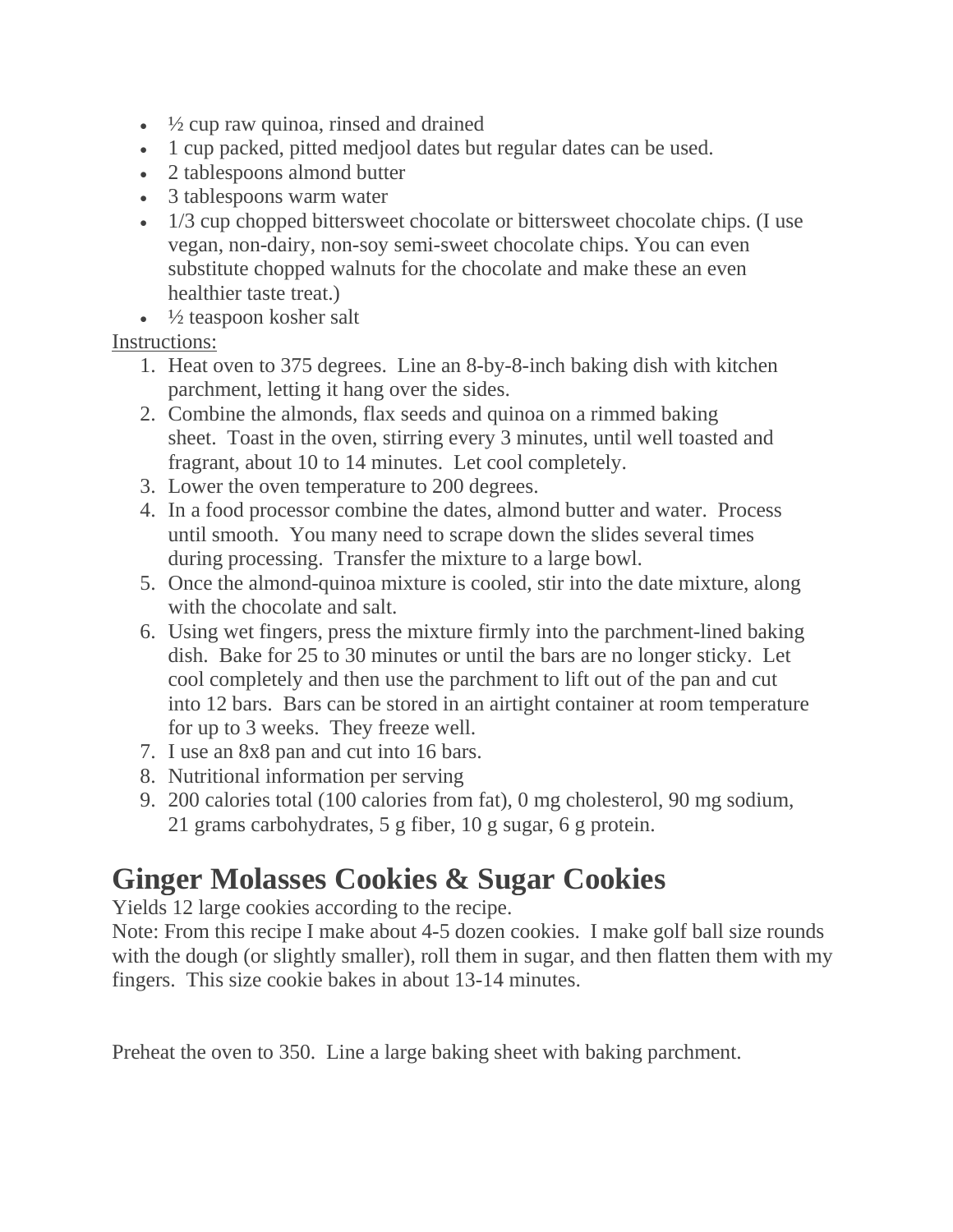- ½ cup raw quinoa, rinsed and drained
- 1 cup packed, pitted medjool dates but regular dates can be used.
- 2 tablespoons almond butter
- 3 tablespoons warm water
- 1/3 cup chopped bittersweet chocolate or bittersweet chocolate chips. (I use vegan, non-dairy, non-soy semi-sweet chocolate chips. You can even substitute chopped walnuts for the chocolate and make these an even healthier taste treat.)
- ½ teaspoon kosher salt

Instructions:

1. Heat oven to 375 degrees. Line an 8-by-8-inch baking dish with kitchen parchment, letting it hang over the sides.
2. Combine the almonds, flax seeds and quinoa on a rimmed baking sheet. Toast in the oven, stirring every 3 minutes, until well toasted and fragrant, about 10 to 14 minutes. Let cool completely.
3. Lower the oven temperature to 200 degrees.
4. In a food processor combine the dates, almond butter and water. Process until smooth. You many need to scrape down the slides several times during processing. Transfer the mixture to a large bowl.
5. Once the almond-quinoa mixture is cooled, stir into the date mixture, along with the chocolate and salt.
6. Using wet fingers, press the mixture firmly into the parchment-lined baking dish. Bake for 25 to 30 minutes or until the bars are no longer sticky. Let cool completely and then use the parchment to lift out of the pan and cut into 12 bars. Bars can be stored in an airtight container at room temperature for up to 3 weeks. They freeze well.
7. I use an 8x8 pan and cut into 16 bars.
8. Nutritional information per serving
9. 200 calories total (100 calories from fat), 0 mg cholesterol, 90 mg sodium, 21 grams carbohydrates, 5 g fiber, 10 g sugar, 6 g protein.

# Ginger Molasses Cookies & Sugar Cookies

Yields 12 large cookies according to the recipe.
Note: From this recipe I make about 4-5 dozen cookies. I make golf ball size rounds with the dough (or slightly smaller), roll them in sugar, and then flatten them with my fingers. This size cookie bakes in about 13-14 minutes.

Preheat the oven to 350. Line a large baking sheet with baking parchment.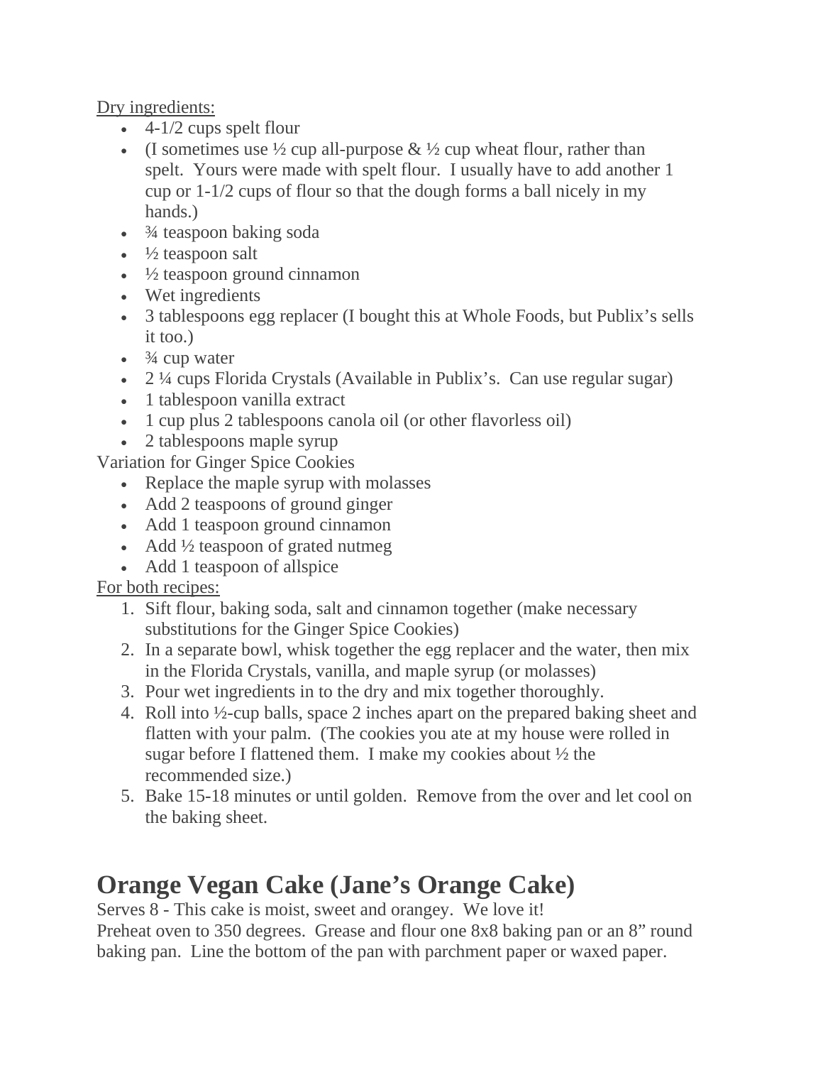<u>Dry ingredients:</u>

- 4-1/2 cups spelt flour
- (I sometimes use ½ cup all-purpose & ½ cup wheat flour, rather than spelt. Yours were made with spelt flour. I usually have to add another 1 cup or 1-1/2 cups of flour so that the dough forms a ball nicely in my hands.)
- ¾ teaspoon baking soda
- ½ teaspoon salt
- ½ teaspoon ground cinnamon
- Wet ingredients
- 3 tablespoons egg replacer (I bought this at Whole Foods, but Publix's sells it too.)
- ¾ cup water
- 2 ¼ cups Florida Crystals (Available in Publix's. Can use regular sugar)
- 1 tablespoon vanilla extract
- 1 cup plus 2 tablespoons canola oil (or other flavorless oil)
- 2 tablespoons maple syrup

Variation for Ginger Spice Cookies

- Replace the maple syrup with molasses
- Add 2 teaspoons of ground ginger
- Add 1 teaspoon ground cinnamon
- Add ½ teaspoon of grated nutmeg
- Add 1 teaspoon of allspice

<u>For both recipes:</u>

1. Sift flour, baking soda, salt and cinnamon together (make necessary substitutions for the Ginger Spice Cookies)
2. In a separate bowl, whisk together the egg replacer and the water, then mix in the Florida Crystals, vanilla, and maple syrup (or molasses)
3. Pour wet ingredients in to the dry and mix together thoroughly.
4. Roll into ½-cup balls, space 2 inches apart on the prepared baking sheet and flatten with your palm. (The cookies you ate at my house were rolled in sugar before I flattened them. I make my cookies about ½ the recommended size.)
5. Bake 15-18 minutes or until golden. Remove from the over and let cool on the baking sheet.

# Orange Vegan Cake (Jane's Orange Cake)

Serves 8 - This cake is moist, sweet and orangey. We love it!
Preheat oven to 350 degrees. Grease and flour one 8x8 baking pan or an 8" round baking pan. Line the bottom of the pan with parchment paper or waxed paper.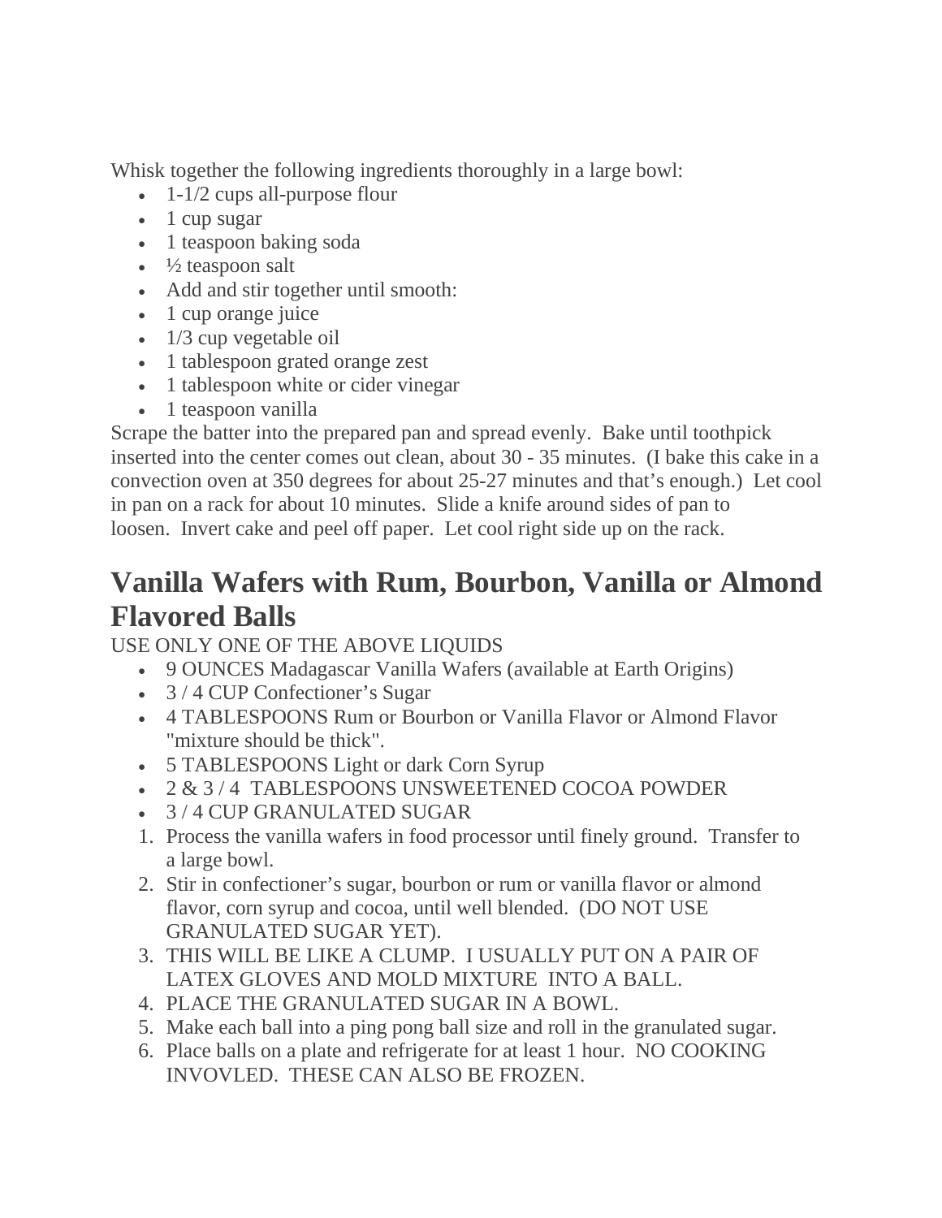Whisk together the following ingredients thoroughly in a large bowl:

- 1-1/2 cups all-purpose flour
- 1 cup sugar
- 1 teaspoon baking soda
- ½ teaspoon salt
- Add and stir together until smooth:
- 1 cup orange juice
- 1/3 cup vegetable oil
- 1 tablespoon grated orange zest
- 1 tablespoon white or cider vinegar
- 1 teaspoon vanilla

Scrape the batter into the prepared pan and spread evenly. Bake until toothpick inserted into the center comes out clean, about 30 - 35 minutes. (I bake this cake in a convection oven at 350 degrees for about 25-27 minutes and that's enough.) Let cool in pan on a rack for about 10 minutes. Slide a knife around sides of pan to loosen. Invert cake and peel off paper. Let cool right side up on the rack.

## Vanilla Wafers with Rum, Bourbon, Vanilla or Almond Flavored Balls

USE ONLY ONE OF THE ABOVE LIQUIDS

- 9 OUNCES Madagascar Vanilla Wafers (available at Earth Origins)
- 3 / 4 CUP Confectioner's Sugar
- 4 TABLESPOONS Rum or Bourbon or Vanilla Flavor or Almond Flavor "mixture should be thick".
- 5 TABLESPOONS Light or dark Corn Syrup
- 2 & 3 / 4 TABLESPOONS UNSWEETENED COCOA POWDER
- 3 / 4 CUP GRANULATED SUGAR

1. Process the vanilla wafers in food processor until finely ground. Transfer to a large bowl.
2. Stir in confectioner's sugar, bourbon or rum or vanilla flavor or almond flavor, corn syrup and cocoa, until well blended. (DO NOT USE GRANULATED SUGAR YET).
3. THIS WILL BE LIKE A CLUMP. I USUALLY PUT ON A PAIR OF LATEX GLOVES AND MOLD MIXTURE INTO A BALL.
4. PLACE THE GRANULATED SUGAR IN A BOWL.
5. Make each ball into a ping pong ball size and roll in the granulated sugar.
6. Place balls on a plate and refrigerate for at least 1 hour. NO COOKING INVOVLED. THESE CAN ALSO BE FROZEN.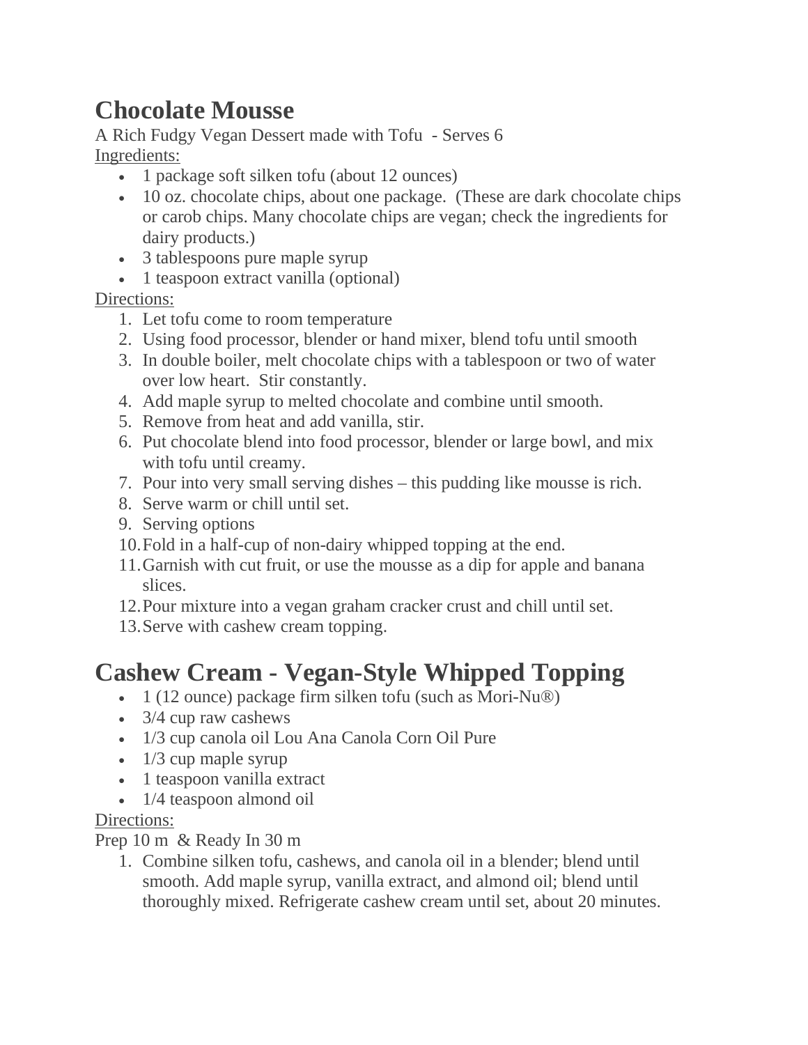# Chocolate Mousse

A Rich Fudgy Vegan Dessert made with Tofu - Serves 6

Ingredients:

- 1 package soft silken tofu (about 12 ounces)
- 10 oz. chocolate chips, about one package. (These are dark chocolate chips or carob chips. Many chocolate chips are vegan; check the ingredients for dairy products.)
- 3 tablespoons pure maple syrup
- 1 teaspoon extract vanilla (optional)

Directions:

1. Let tofu come to room temperature
2. Using food processor, blender or hand mixer, blend tofu until smooth
3. In double boiler, melt chocolate chips with a tablespoon or two of water over low heart. Stir constantly.
4. Add maple syrup to melted chocolate and combine until smooth.
5. Remove from heat and add vanilla, stir.
6. Put chocolate blend into food processor, blender or large bowl, and mix with tofu until creamy.
7. Pour into very small serving dishes – this pudding like mousse is rich.
8. Serve warm or chill until set.
9. Serving options
10. Fold in a half-cup of non-dairy whipped topping at the end.
11. Garnish with cut fruit, or use the mousse as a dip for apple and banana slices.
12. Pour mixture into a vegan graham cracker crust and chill until set.
13. Serve with cashew cream topping.

# Cashew Cream - Vegan-Style Whipped Topping

- 1 (12 ounce) package firm silken tofu (such as Mori-Nu®)
- 3/4 cup raw cashews
- 1/3 cup canola oil Lou Ana Canola Corn Oil Pure
- 1/3 cup maple syrup
- 1 teaspoon vanilla extract
- 1/4 teaspoon almond oil

Directions:

Prep 10 m & Ready In 30 m

1. Combine silken tofu, cashews, and canola oil in a blender; blend until smooth. Add maple syrup, vanilla extract, and almond oil; blend until thoroughly mixed. Refrigerate cashew cream until set, about 20 minutes.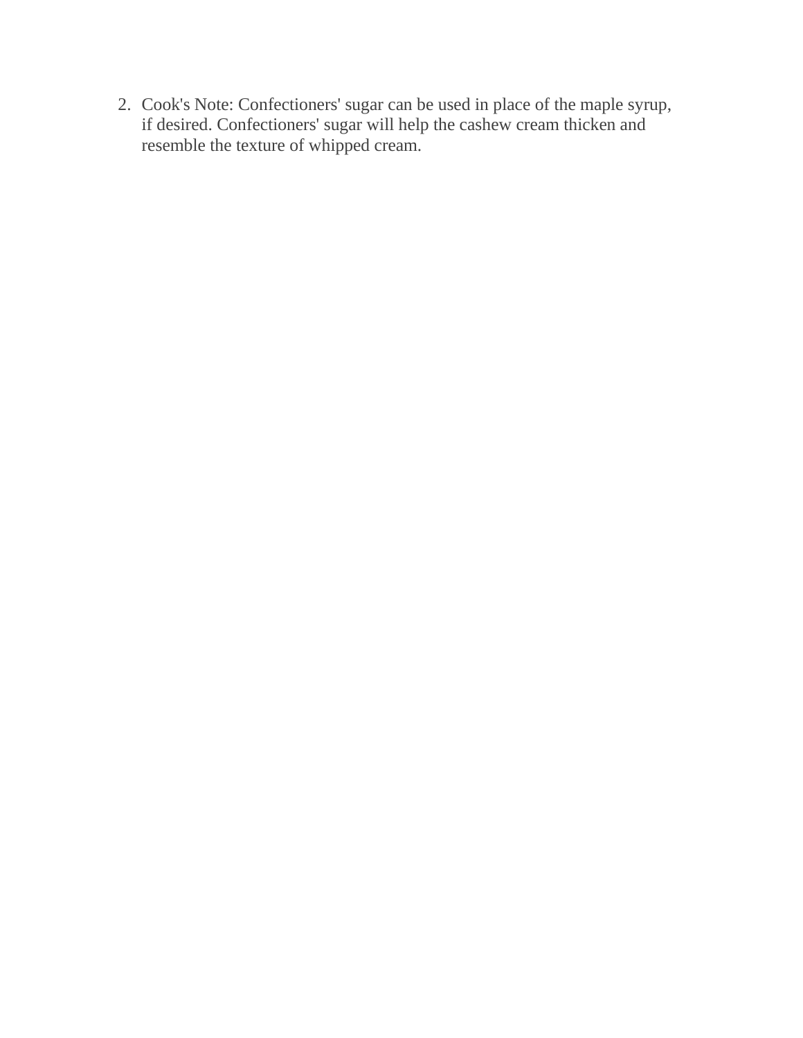2. Cook's Note: Confectioners' sugar can be used in place of the maple syrup, if desired. Confectioners' sugar will help the cashew cream thicken and resemble the texture of whipped cream.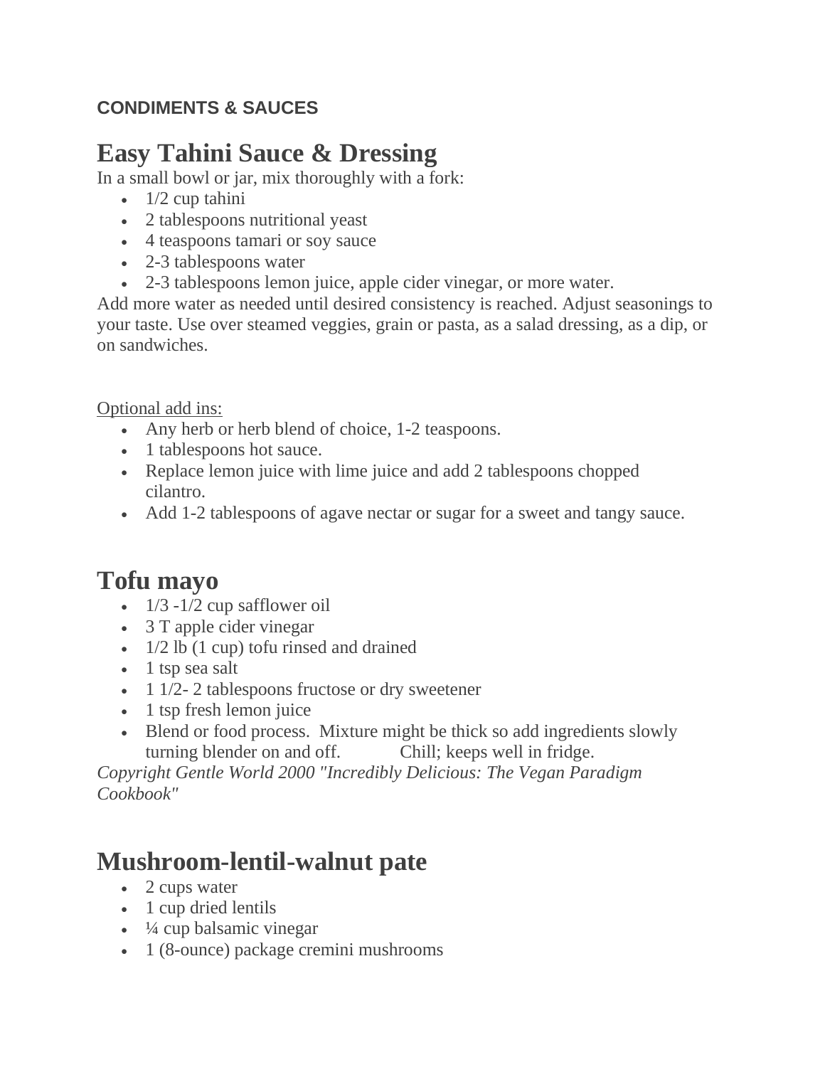**CONDIMENTS & SAUCES**

# Easy Tahini Sauce & Dressing

In a small bowl or jar, mix thoroughly with a fork:

- 1/2 cup tahini
- 2 tablespoons nutritional yeast
- 4 teaspoons tamari or soy sauce
- 2-3 tablespoons water
- 2-3 tablespoons lemon juice, apple cider vinegar, or more water.

Add more water as needed until desired consistency is reached. Adjust seasonings to your taste. Use over steamed veggies, grain or pasta, as a salad dressing, as a dip, or on sandwiches.

<u>Optional add ins:</u>

- Any herb or herb blend of choice, 1-2 teaspoons.
- 1 tablespoons hot sauce.
- Replace lemon juice with lime juice and add 2 tablespoons chopped cilantro.
- Add 1-2 tablespoons of agave nectar or sugar for a sweet and tangy sauce.

# Tofu mayo

- 1/3 -1/2 cup safflower oil
- 3 T apple cider vinegar
- 1/2 lb (1 cup) tofu rinsed and drained
- 1 tsp sea salt
- 1 1/2- 2 tablespoons fructose or dry sweetener
- 1 tsp fresh lemon juice
- Blend or food process. Mixture might be thick so add ingredients slowly turning blender on and off. Chill; keeps well in fridge.

*Copyright Gentle World 2000 "Incredibly Delicious: The Vegan Paradigm Cookbook"*

# Mushroom-lentil-walnut pate

- 2 cups water
- 1 cup dried lentils
- ¼ cup balsamic vinegar
- 1 (8-ounce) package cremini mushrooms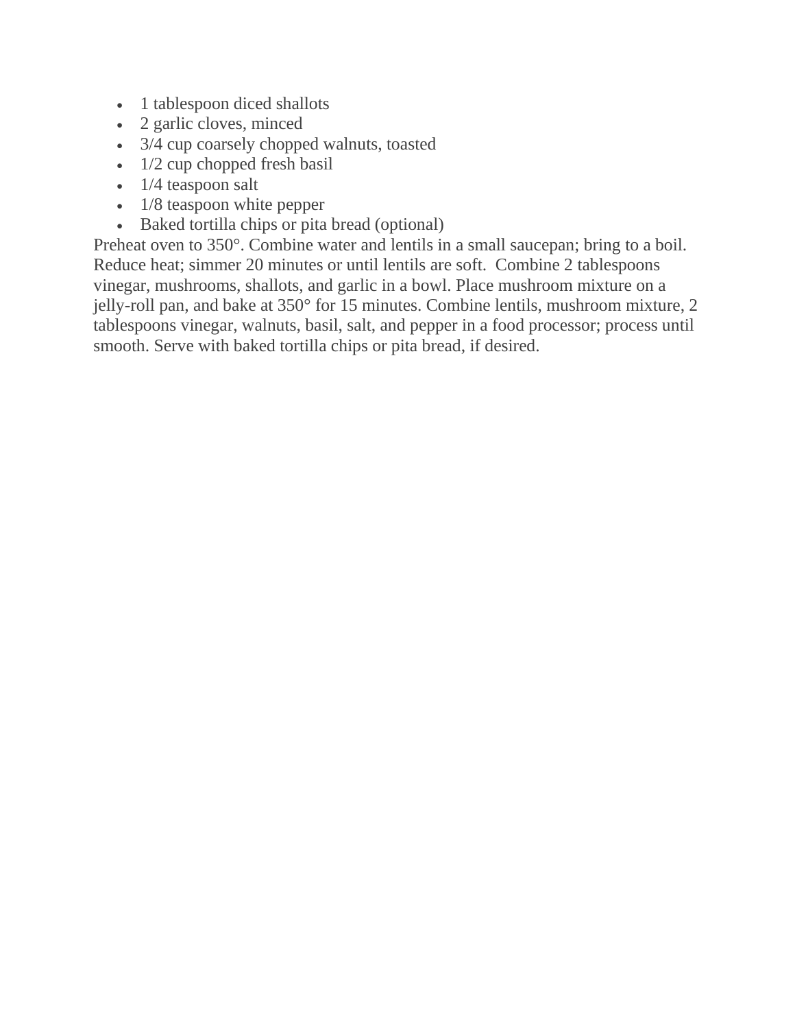- 1 tablespoon diced shallots
- 2 garlic cloves, minced
- 3/4 cup coarsely chopped walnuts, toasted
- 1/2 cup chopped fresh basil
- 1/4 teaspoon salt
- 1/8 teaspoon white pepper
- Baked tortilla chips or pita bread (optional)

Preheat oven to 350°. Combine water and lentils in a small saucepan; bring to a boil. Reduce heat; simmer 20 minutes or until lentils are soft. Combine 2 tablespoons vinegar, mushrooms, shallots, and garlic in a bowl. Place mushroom mixture on a jelly-roll pan, and bake at 350° for 15 minutes. Combine lentils, mushroom mixture, 2 tablespoons vinegar, walnuts, basil, salt, and pepper in a food processor; process until smooth. Serve with baked tortilla chips or pita bread, if desired.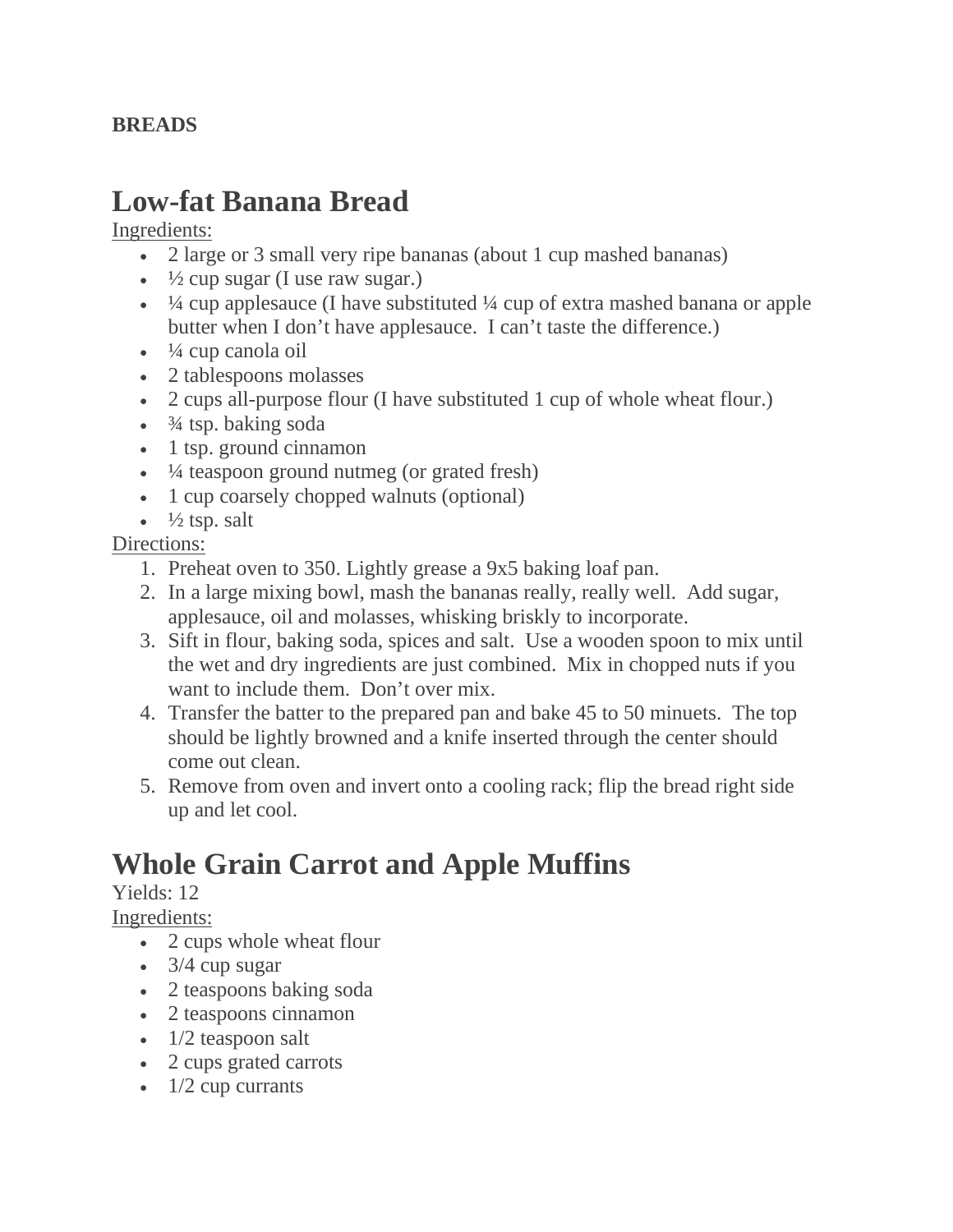**BREADS**

# Low-fat Banana Bread

Ingredients:

- 2 large or 3 small very ripe bananas (about 1 cup mashed bananas)
- ½ cup sugar (I use raw sugar.)
- ¼ cup applesauce (I have substituted ¼ cup of extra mashed banana or apple butter when I don't have applesauce. I can't taste the difference.)
- ¼ cup canola oil
- 2 tablespoons molasses
- 2 cups all-purpose flour (I have substituted 1 cup of whole wheat flour.)
- ¾ tsp. baking soda
- 1 tsp. ground cinnamon
- ¼ teaspoon ground nutmeg (or grated fresh)
- 1 cup coarsely chopped walnuts (optional)
- ½ tsp. salt

Directions:

1. Preheat oven to 350. Lightly grease a 9x5 baking loaf pan.
2. In a large mixing bowl, mash the bananas really, really well. Add sugar, applesauce, oil and molasses, whisking briskly to incorporate.
3. Sift in flour, baking soda, spices and salt. Use a wooden spoon to mix until the wet and dry ingredients are just combined. Mix in chopped nuts if you want to include them. Don't over mix.
4. Transfer the batter to the prepared pan and bake 45 to 50 minuets. The top should be lightly browned and a knife inserted through the center should come out clean.
5. Remove from oven and invert onto a cooling rack; flip the bread right side up and let cool.

# Whole Grain Carrot and Apple Muffins

Yields: 12

Ingredients:

- 2 cups whole wheat flour
- 3/4 cup sugar
- 2 teaspoons baking soda
- 2 teaspoons cinnamon
- 1/2 teaspoon salt
- 2 cups grated carrots
- 1/2 cup currants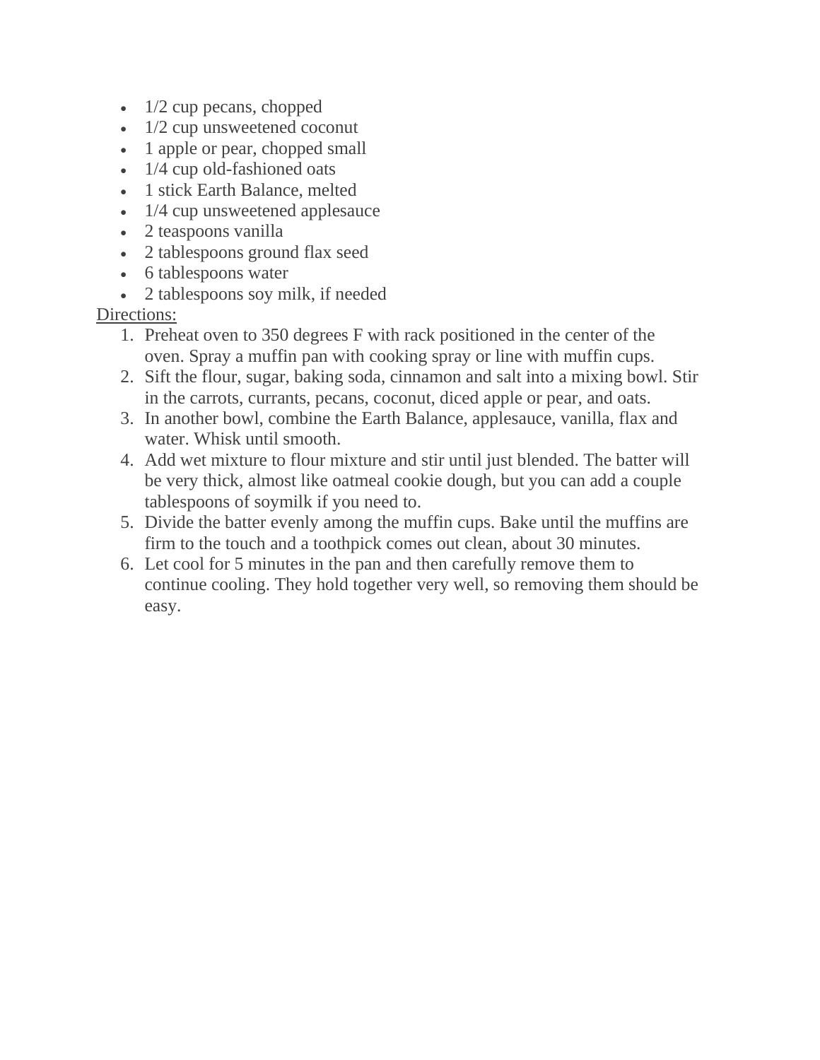- 1/2 cup pecans, chopped
- 1/2 cup unsweetened coconut
- 1 apple or pear, chopped small
- 1/4 cup old-fashioned oats
- 1 stick Earth Balance, melted
- 1/4 cup unsweetened applesauce
- 2 teaspoons vanilla
- 2 tablespoons ground flax seed
- 6 tablespoons water
- 2 tablespoons soy milk, if needed

Directions:

1. Preheat oven to 350 degrees F with rack positioned in the center of the oven. Spray a muffin pan with cooking spray or line with muffin cups.
2. Sift the flour, sugar, baking soda, cinnamon and salt into a mixing bowl. Stir in the carrots, currants, pecans, coconut, diced apple or pear, and oats.
3. In another bowl, combine the Earth Balance, applesauce, vanilla, flax and water. Whisk until smooth.
4. Add wet mixture to flour mixture and stir until just blended. The batter will be very thick, almost like oatmeal cookie dough, but you can add a couple tablespoons of soymilk if you need to.
5. Divide the batter evenly among the muffin cups. Bake until the muffins are firm to the touch and a toothpick comes out clean, about 30 minutes.
6. Let cool for 5 minutes in the pan and then carefully remove them to continue cooling. They hold together very well, so removing them should be easy.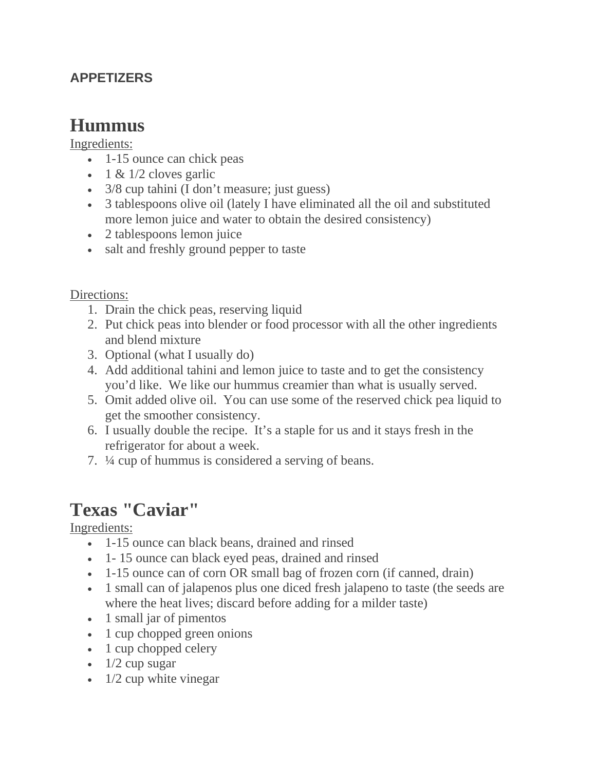**APPETIZERS**

# Hummus

Ingredients:

- 1-15 ounce can chick peas
- 1 & 1/2 cloves garlic
- 3/8 cup tahini (I don't measure; just guess)
- 3 tablespoons olive oil (lately I have eliminated all the oil and substituted more lemon juice and water to obtain the desired consistency)
- 2 tablespoons lemon juice
- salt and freshly ground pepper to taste

Directions:

1. Drain the chick peas, reserving liquid
2. Put chick peas into blender or food processor with all the other ingredients and blend mixture
3. Optional (what I usually do)
4. Add additional tahini and lemon juice to taste and to get the consistency you'd like. We like our hummus creamier than what is usually served.
5. Omit added olive oil. You can use some of the reserved chick pea liquid to get the smoother consistency.
6. I usually double the recipe. It's a staple for us and it stays fresh in the refrigerator for about a week.
7. ¼ cup of hummus is considered a serving of beans.

# Texas "Caviar"

Ingredients:

- 1-15 ounce can black beans, drained and rinsed
- 1- 15 ounce can black eyed peas, drained and rinsed
- 1-15 ounce can of corn OR small bag of frozen corn (if canned, drain)
- 1 small can of jalapenos plus one diced fresh jalapeno to taste (the seeds are where the heat lives; discard before adding for a milder taste)
- 1 small jar of pimentos
- 1 cup chopped green onions
- 1 cup chopped celery
- 1/2 cup sugar
- 1/2 cup white vinegar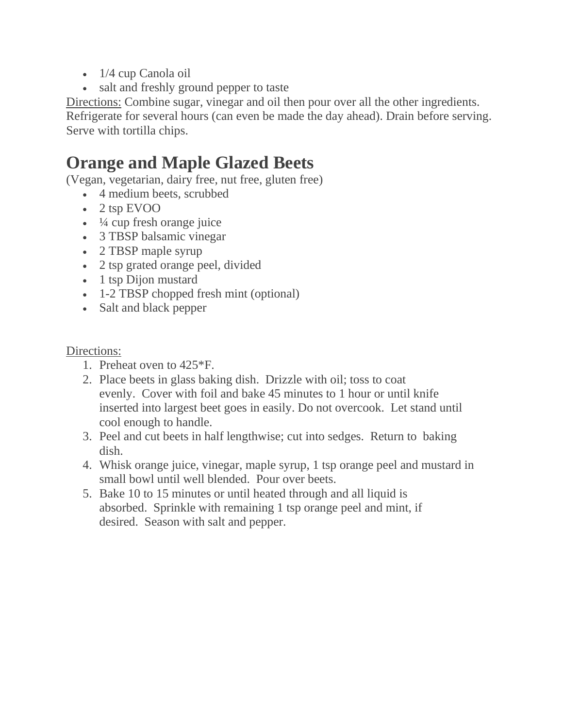- 1/4 cup Canola oil
- salt and freshly ground pepper to taste

Directions: Combine sugar, vinegar and oil then pour over all the other ingredients. Refrigerate for several hours (can even be made the day ahead). Drain before serving. Serve with tortilla chips.

# Orange and Maple Glazed Beets

(Vegan, vegetarian, dairy free, nut free, gluten free)

- 4 medium beets, scrubbed
- 2 tsp EVOO
- ¼ cup fresh orange juice
- 3 TBSP balsamic vinegar
- 2 TBSP maple syrup
- 2 tsp grated orange peel, divided
- 1 tsp Dijon mustard
- 1-2 TBSP chopped fresh mint (optional)
- Salt and black pepper

Directions:

1. Preheat oven to 425*F.
2. Place beets in glass baking dish. Drizzle with oil; toss to coat evenly. Cover with foil and bake 45 minutes to 1 hour or until knife inserted into largest beet goes in easily. Do not overcook. Let stand until cool enough to handle.
3. Peel and cut beets in half lengthwise; cut into sedges. Return to baking dish.
4. Whisk orange juice, vinegar, maple syrup, 1 tsp orange peel and mustard in small bowl until well blended. Pour over beets.
5. Bake 10 to 15 minutes or until heated through and all liquid is absorbed. Sprinkle with remaining 1 tsp orange peel and mint, if desired. Season with salt and pepper.